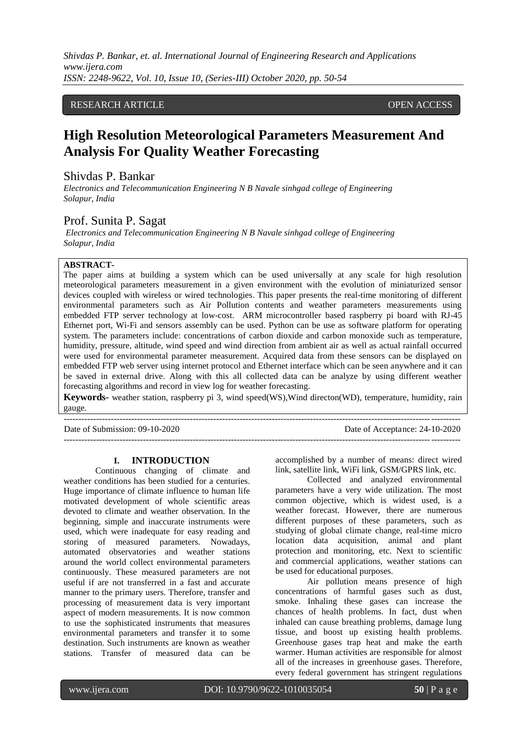RESEARCH ARTICLE OPEN ACCESS

# High Resolution Meteorological Parameters Measurement And Analysis For Quality Weather Forecasting

Shivdas P. Bankar

*Electronics and Telecommunication Engineering N B Navale sinhgad college of Engineering Solapur, India*

Prof. Sunita P. Sagat

*Electronics and Telecommunication Engineering N B Navale sinhgad college of Engineering Solapur, India*

**ABSTRACT-**

The paper aims at building a system which can be used universally at any scale for high resolution meteorological parameters measurement in a given environment with the evolution of miniaturized sensor devices coupled with wireless or wired technologies. This paper presents the real-time monitoring of different environmental parameters such as Air Pollution contents and weather parameters measurements using embedded FTP server technology at low-cost. ARM microcontroller based raspberry pi board with RJ-45 Ethernet port, Wi-Fi and sensors assembly can be used. Python can be use as software platform for operating system. The parameters include: concentrations of carbon dioxide and carbon monoxide such as temperature, humidity, pressure, altitude, wind speed and wind direction from ambient air as well as actual rainfall occurred were used for environmental parameter measurement. Acquired data from these sensors can be displayed on embedded FTP web server using internet protocol and Ethernet interface which can be seen anywhere and it can be saved in external drive. Along with this all collected data can be analyze by using different weather forecasting algorithms and record in view log for weather forecasting.

**Keywords-** weather station, raspberry pi 3, wind speed(WS),Wind directon(WD), temperature, humidity, rain gauge.

Date of Submission: 09-10-2020 Date of Acceptance: 24-10-2020

## I. INTRODUCTION

Continuous changing of climate and weather conditions has been studied for a centuries. Huge importance of climate influence to human life motivated development of whole scientific areas devoted to climate and weather observation. In the beginning, simple and inaccurate instruments were used, which were inadequate for easy reading and storing of measured parameters. Nowadays, automated observatories and weather stations around the world collect environmental parameters continuously. These measured parameters are not useful if are not transferred in a fast and accurate manner to the primary users. Therefore, transfer and processing of measurement data is very important aspect of modern measurements. It is now common to use the sophisticated instruments that measures environmental parameters and transfer it to some destination. Such instruments are known as weather stations. Transfer of measured data can be accomplished by a number of means: direct wired link, satellite link, WiFi link, GSM/GPRS link, etc.

Collected and analyzed environmental parameters have a very wide utilization. The most common objective, which is widest used, is a weather forecast. However, there are numerous different purposes of these parameters, such as studying of global climate change, real-time micro location data acquisition, animal and plant protection and monitoring, etc. Next to scientific and commercial applications, weather stations can be used for educational purposes.

Air pollution means presence of high concentrations of harmful gases such as dust, smoke. Inhaling these gases can increase the chances of health problems. In fact, dust when inhaled can cause breathing problems, damage lung tissue, and boost up existing health problems. Greenhouse gases trap heat and make the earth warmer. Human activities are responsible for almost all of the increases in greenhouse gases. Therefore, every federal government has stringent regulations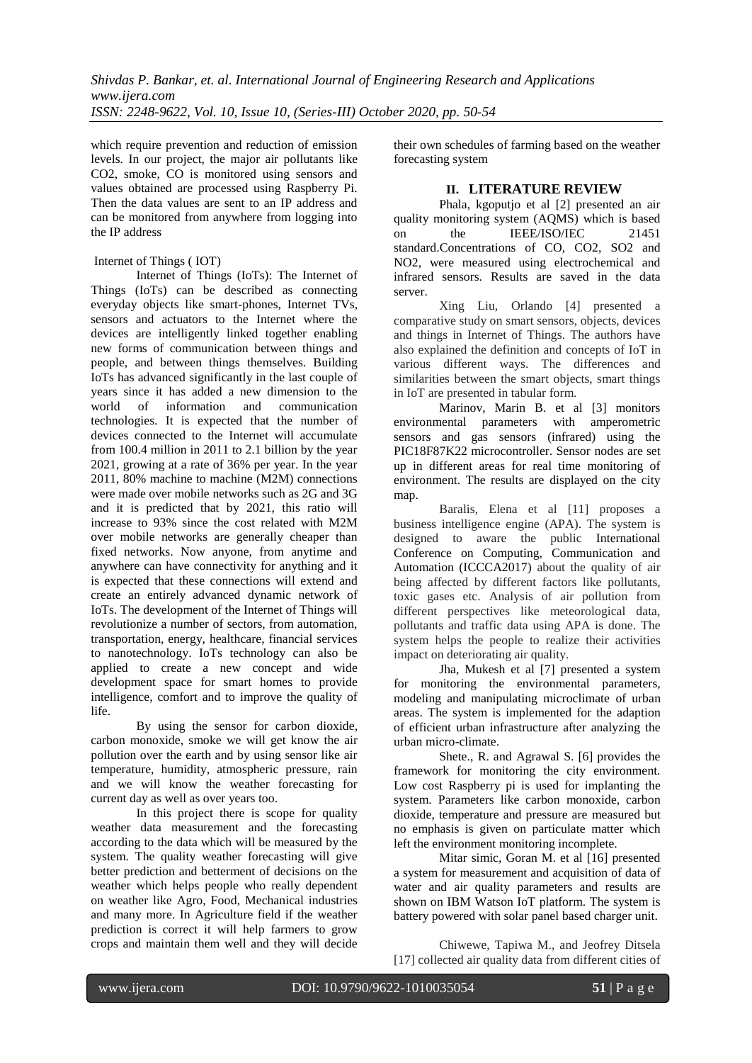which require prevention and reduction of emission levels. In our project, the major air pollutants like $CO_2$, smoke, CO is monitored using sensors and values obtained are processed using Raspberry Pi. Then the data values are sent to an IP address and can be monitored from anywhere from logging into the IP address

Internet of Things ( IOT)

Internet of Things (IoTs): The Internet of Things (IoTs) can be described as connecting everyday objects like smart-phones, Internet TVs, sensors and actuators to the Internet where the devices are intelligently linked together enabling new forms of communication between things and people, and between things themselves. Building IoTs has advanced significantly in the last couple of years since it has added a new dimension to the world of information and communication technologies. It is expected that the number of devices connected to the Internet will accumulate from 100.4 million in 2011 to 2.1 billion by the year 2021, growing at a rate of 36% per year. In the year 2011, 80% machine to machine (M2M) connections were made over mobile networks such as 2G and 3G and it is predicted that by 2021, this ratio will increase to 93% since the cost related with M2M over mobile networks are generally cheaper than fixed networks. Now anyone, from anytime and anywhere can have connectivity for anything and it is expected that these connections will extend and create an entirely advanced dynamic network of IoTs. The development of the Internet of Things will revolutionize a number of sectors, from automation, transportation, energy, healthcare, financial services to nanotechnology. IoTs technology can also be applied to create a new concept and wide development space for smart homes to provide intelligence, comfort and to improve the quality of life.

By using the sensor for carbon dioxide, carbon monoxide, smoke we will get know the air pollution over the earth and by using sensor like air temperature, humidity, atmospheric pressure, rain and we will know the weather forecasting for current day as well as over years too.

In this project there is scope for quality weather data measurement and the forecasting according to the data which will be measured by the system. The quality weather forecasting will give better prediction and betterment of decisions on the weather which helps people who really dependent on weather like Agro, Food, Mechanical industries and many more. In Agriculture field if the weather prediction is correct it will help farmers to grow crops and maintain them well and they will decide their own schedules of farming based on the weather forecasting system

## II. LITERATURE REVIEW

Phala, kgoputjo et al [2] presented an air quality monitoring system (AQMS) which is based on the IEEE/ISO/IEC 21451 standard.Concentrations of CO, $CO_2$, $SO_2$ and $NO_2$, were measured using electrochemical and infrared sensors. Results are saved in the data server.

Xing Liu, Orlando [4] presented a comparative study on smart sensors, smart objects, devices and things in Internet of Things. The authors have also explained the definition and concepts of IoT in various different ways. The differences and similarities between the smart objects, smart things in IoT are presented in tabular form.

Marinov, Marin B. et al [3] monitors environmental parameters with amperometric sensors and gas sensors (infrared) using the PIC18F87K22 microcontroller. Sensor nodes are set up in different areas for real time monitoring of environment. The results are displayed on the city map.

Baralis, Elena et al [11] proposes a business intelligence engine (APA). The system is designed to aware the public International Conference on Computing, Communication and Automation (ICCCA2017) about the quality of air being affected by different factors like pollutants, toxic gases etc. Analysis of air pollution from different perspectives like meteorological data, pollutants and traffic data using APA is done. The system helps the people to realize their activities impact on deteriorating air quality.

Jha, Mukesh et al [7] presented a system for monitoring the environmental parameters, modeling and manipulating microclimate of urban areas. The system is implemented for the adaption of efficient urban infrastructure after analyzing the urban micro-climate.

Shete., R. and Agrawal S. [6] provides the framework for monitoring the city environment. Low cost Raspberry pi is used for implanting the system. Parameters like carbon monoxide, carbon dioxide, temperature and pressure are measured but no emphasis is given on particulate matter which left the environment monitoring incomplete.

Mitar simic, Goran M. et al [16] presented a system for measurement and acquisition of data of water and air quality parameters and results are shown on IBM Watson IoT platform. The system is battery powered with solar panel based charger unit.

Chiwewe, Tapiwa M., and Jeofrey Ditsela [17] collected air quality data from different cities of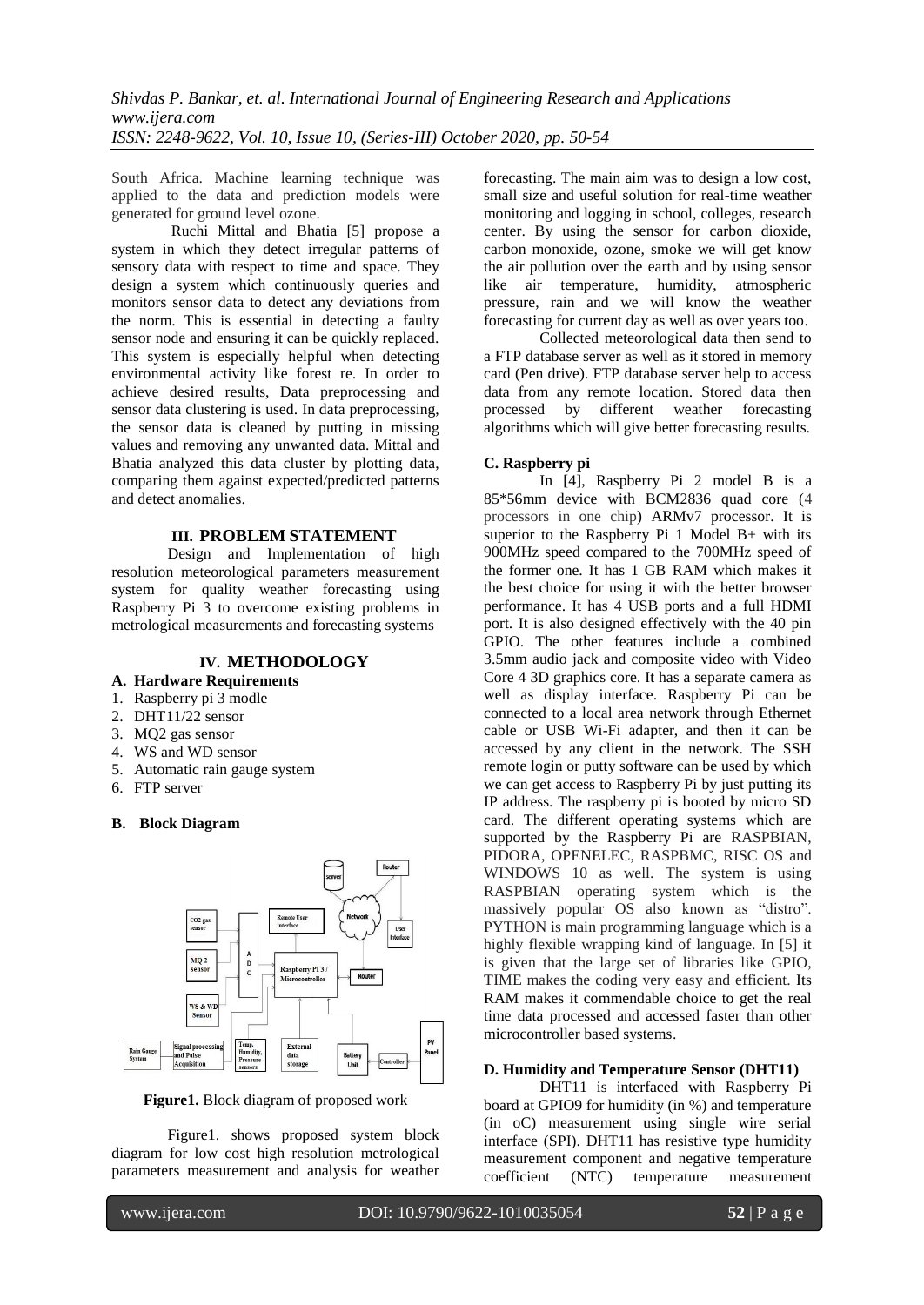South Africa. Machine learning technique was applied to the data and prediction models were generated for ground level ozone.

Ruchi Mittal and Bhatia [5] propose a system in which they detect irregular patterns of sensory data with respect to time and space. They design a system which continuously queries and monitors sensor data to detect any deviations from the norm. This is essential in detecting a faulty sensor node and ensuring it can be quickly replaced. This system is especially helpful when detecting environmental activity like forest re. In order to achieve desired results, Data preprocessing and sensor data clustering is used. In data preprocessing, the sensor data is cleaned by putting in missing values and removing any unwanted data. Mittal and Bhatia analyzed this data cluster by plotting data, comparing them against expected/predicted patterns and detect anomalies.

## III. PROBLEM STATEMENT

Design and Implementation of high resolution meteorological parameters measurement system for quality weather forecasting using Raspberry Pi 3 to overcome existing problems in metrological measurements and forecasting systems

## IV. METHODOLOGY

### A. Hardware Requirements

1. Raspberry pi 3 modle
2. DHT11/22 sensor
3. MQ2 gas sensor
4. WS and WD sensor
5. Automatic rain gauge system
6. FTP server

### B. Block Diagram

**Figure1.** Block diagram of proposed work

Figure1. shows proposed system block diagram for low cost high resolution metrological parameters measurement and analysis for weather forecasting. The main aim was to design a low cost, small size and useful solution for real-time weather monitoring and logging in school, colleges, research center. By using the sensor for carbon dioxide, carbon monoxide, ozone, smoke we will get know the air pollution over the earth and by using sensor like air temperature, humidity, atmospheric pressure, rain and we will know the weather forecasting for current day as well as over years too.

Collected meteorological data then send to a FTP database server as well as it stored in memory card (Pen drive). FTP database server help to access data from any remote location. Stored data then processed by different weather forecasting algorithms which will give better forecasting results.

### C. Raspberry pi

In [4], Raspberry Pi 2 model B is a 85*56mm device with BCM2836 quad core (4 processors in one chip) ARMv7 processor. It is superior to the Raspberry Pi 1 Model B+ with its 900MHz speed compared to the 700MHz speed of the former one. It has 1 GB RAM which makes it the best choice for using it with the better browser performance. It has 4 USB ports and a full HDMI port. It is also designed effectively with the 40 pin GPIO. The other features include a combined 3.5mm audio jack and composite video with Video Core 4 3D graphics core. It has a separate camera as well as display interface. Raspberry Pi can be connected to a local area network through Ethernet cable or USB Wi-Fi adapter, and then it can be accessed by any client in the network. The SSH remote login or putty software can be used by which we can get access to Raspberry Pi by just putting its IP address. The raspberry pi is booted by micro SD card. The different operating systems which are supported by the Raspberry Pi are RASPBIAN, PIDORA, OPENELEC, RASPBMC, RISC OS and WINDOWS 10 as well. The system is using RASPBIAN operating system which is the massively popular OS also known as "distro". PYTHON is main programming language which is a highly flexible wrapping kind of language. In [5] it is given that the large set of libraries like GPIO, TIME makes the coding very easy and efficient. Its RAM makes it commendable choice to get the real time data processed and accessed faster than other microcontroller based systems.

### D. Humidity and Temperature Sensor (DHT11)

DHT11 is interfaced with Raspberry Pi board at GPIO9 for humidity (in %) and temperature (in oC) measurement using single wire serial interface (SPI). DHT11 has resistive type humidity measurement component and negative temperature coefficient (NTC) temperature measurement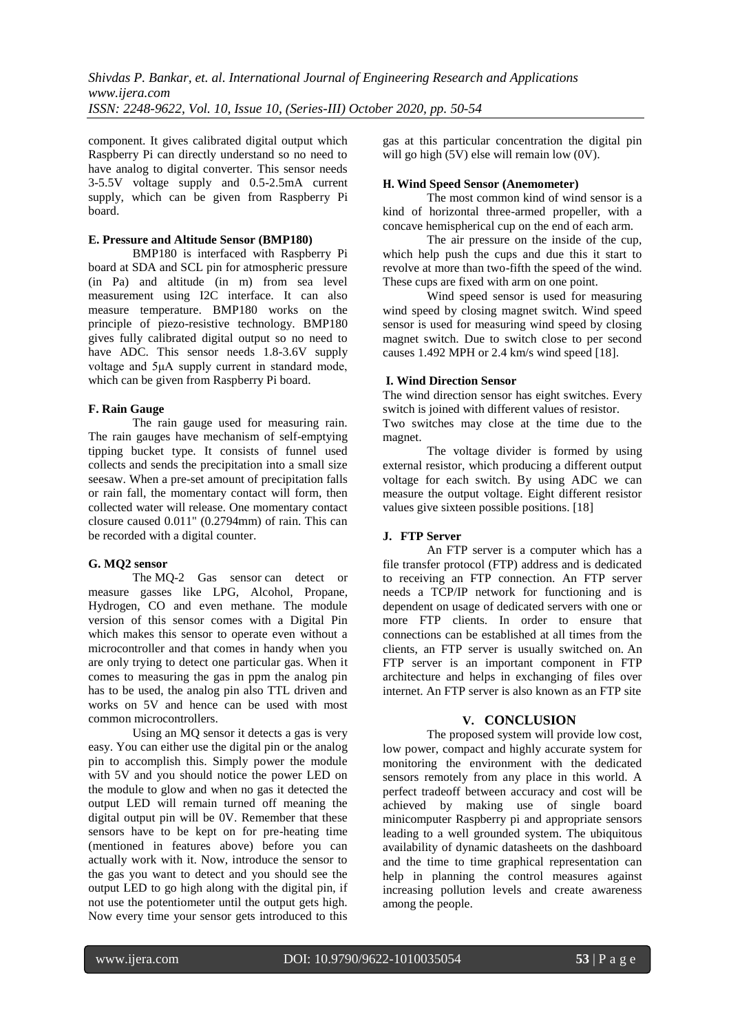component. It gives calibrated digital output which Raspberry Pi can directly understand so no need to have analog to digital converter. This sensor needs 3-5.5V voltage supply and 0.5-2.5mA current supply, which can be given from Raspberry Pi board.

**E. Pressure and Altitude Sensor (BMP180)**

BMP180 is interfaced with Raspberry Pi board at SDA and SCL pin for atmospheric pressure (in Pa) and altitude (in m) from sea level measurement using I2C interface. It can also measure temperature. BMP180 works on the principle of piezo-resistive technology. BMP180 gives fully calibrated digital output so no need to have ADC. This sensor needs 1.8-3.6V supply voltage and 5μA supply current in standard mode, which can be given from Raspberry Pi board.

**F. Rain Gauge**

The rain gauge used for measuring rain. The rain gauges have mechanism of self-emptying tipping bucket type. It consists of funnel used collects and sends the precipitation into a small size seesaw. When a pre-set amount of precipitation falls or rain fall, the momentary contact will form, then collected water will release. One momentary contact closure caused 0.011" (0.2794mm) of rain. This can be recorded with a digital counter.

**G. MQ2 sensor**

The MQ-2 Gas sensor can detect or measure gasses like LPG, Alcohol, Propane, Hydrogen, CO and even methane. The module version of this sensor comes with a Digital Pin which makes this sensor to operate even without a microcontroller and that comes in handy when you are only trying to detect one particular gas. When it comes to measuring the gas in ppm the analog pin has to be used, the analog pin also TTL driven and works on 5V and hence can be used with most common microcontrollers.

Using an MQ sensor it detects a gas is very easy. You can either use the digital pin or the analog pin to accomplish this. Simply power the module with 5V and you should notice the power LED on the module to glow and when no gas it detected the output LED will remain turned off meaning the digital output pin will be 0V. Remember that these sensors have to be kept on for pre-heating time (mentioned in features above) before you can actually work with it. Now, introduce the sensor to the gas you want to detect and you should see the output LED to go high along with the digital pin, if not use the potentiometer until the output gets high. Now every time your sensor gets introduced to this gas at this particular concentration the digital pin will go high (5V) else will remain low (0V).

**H. Wind Speed Sensor (Anemometer)**

The most common kind of wind sensor is a kind of horizontal three-armed propeller, with a concave hemispherical cup on the end of each arm.

The air pressure on the inside of the cup, which help push the cups and due this it start to revolve at more than two-fifth the speed of the wind. These cups are fixed with arm on one point.

Wind speed sensor is used for measuring wind speed by closing magnet switch. Wind speed sensor is used for measuring wind speed by closing magnet switch. Due to switch close to per second causes 1.492 MPH or 2.4 km/s wind speed [18].

**I. Wind Direction Sensor**

The wind direction sensor has eight switches. Every switch is joined with different values of resistor.
Two switches may close at the time due to the magnet.

The voltage divider is formed by using external resistor, which producing a different output voltage for each switch. By using ADC we can measure the output voltage. Eight different resistor values give sixteen possible positions. [18]

**J. FTP Server**

An FTP server is a computer which has a file transfer protocol (FTP) address and is dedicated to receiving an FTP connection. An FTP server needs a TCP/IP network for functioning and is dependent on usage of dedicated servers with one or more FTP clients. In order to ensure that connections can be established at all times from the clients, an FTP server is usually switched on. An FTP server is an important component in FTP architecture and helps in exchanging of files over internet. An FTP server is also known as an FTP site

## V. CONCLUSION

The proposed system will provide low cost, low power, compact and highly accurate system for monitoring the environment with the dedicated sensors remotely from any place in this world. A perfect tradeoff between accuracy and cost will be achieved by making use of single board minicomputer Raspberry pi and appropriate sensors leading to a well grounded system. The ubiquitous availability of dynamic datasheets on the dashboard and the time to time graphical representation can help in planning the control measures against increasing pollution levels and create awareness among the people.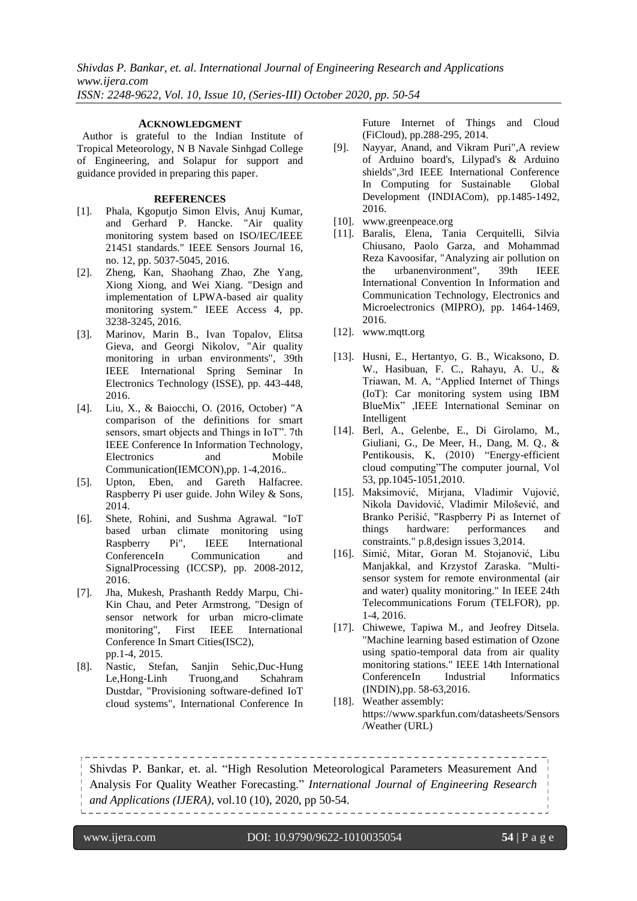## ACKNOWLEDGMENT

Author is grateful to the Indian Institute of Tropical Meteorology, N B Navale Sinhgad College of Engineering, and Solapur for support and guidance provided in preparing this paper.

## REFERENCES

[1]. Phala, Kgoputjo Simon Elvis, Anuj Kumar, and Gerhard P. Hancke. "Air quality monitoring system based on ISO/IEC/IEEE 21451 standards." IEEE Sensors Journal 16, no. 12, pp. 5037-5045, 2016.

[2]. Zheng, Kan, Shaohang Zhao, Zhe Yang, Xiong Xiong, and Wei Xiang. "Design and implementation of LPWA-based air quality monitoring system." IEEE Access 4, pp. 3238-3245, 2016.

[3]. Marinov, Marin B., Ivan Topalov, Elitsa Gieva, and Georgi Nikolov, "Air quality monitoring in urban environments", 39th IEEE International Spring Seminar In Electronics Technology (ISSE), pp. 443-448, 2016.

[4]. Liu, X., & Baiocchi, O. (2016, October) "A comparison of the definitions for smart sensors, smart objects and Things in IoT". 7th IEEE Conference In Information Technology, Electronics and Mobile Communication(IEMCON),pp. 1-4,2016..

[5]. Upton, Eben, and Gareth Halfacree. Raspberry Pi user guide. John Wiley & Sons, 2014.

[6]. Shete, Rohini, and Sushma Agrawal. "IoT based urban climate monitoring using Raspberry Pi", IEEE International ConferenceIn Communication and SignalProcessing (ICCSP), pp. 2008-2012, 2016.

[7]. Jha, Mukesh, Prashanth Reddy Marpu, Chi-Kin Chau, and Peter Armstrong, "Design of sensor network for urban micro-climate monitoring", First IEEE International Conference In Smart Cities(ISC2), pp.1-4, 2015.

[8]. Nastic, Stefan, Sanjin Sehic,Duc-Hung Le,Hong-Linh Truong,and Schahram Dustdar, "Provisioning software-defined IoT cloud systems", International Conference In Future Internet of Things and Cloud (FiCloud), pp.288-295, 2014.

[9]. Nayyar, Anand, and Vikram Puri",A review of Arduino board's, Lilypad's & Arduino shields",3rd IEEE International Conference In Computing for Sustainable Global Development (INDIACom), pp.1485-1492, 2016.

[10]. www.greenpeace.org

[11]. Baralis, Elena, Tania Cerquitelli, Silvia Chiusano, Paolo Garza, and Mohammad Reza Kavoosifar, "Analyzing air pollution on the urbanenvironment", 39th IEEE International Convention In Information and Communication Technology, Electronics and Microelectronics (MIPRO), pp. 1464-1469, 2016.

[12]. www.mqtt.org

[13]. Husni, E., Hertantyo, G. B., Wicaksono, D. W., Hasibuan, F. C., Rahayu, A. U., & Triawan, M. A, "Applied Internet of Things (IoT): Car monitoring system using IBM BlueMix" ,IEEE International Seminar on Intelligent

[14]. Berl, A., Gelenbe, E., Di Girolamo, M., Giuliani, G., De Meer, H., Dang, M. Q., & Pentikousis, K, (2010) "Energy-efficient cloud computing"The computer journal, Vol 53, pp.1045-1051,2010.

[15]. Maksimović, Mirjana, Vladimir Vujović, Nikola Davidović, Vladimir Milošević, and Branko Perišić, "Raspberry Pi as Internet of things hardware: performances and constraints." p.8,design issues 3,2014.

[16]. Simić, Mitar, Goran M. Stojanović, Libu Manjakkal, and Krzystof Zaraska. "Multi-sensor system for remote environmental (air and water) quality monitoring." In IEEE 24th Telecommunications Forum (TELFOR), pp. 1-4, 2016.

[17]. Chiwewe, Tapiwa M., and Jeofrey Ditsela. "Machine learning based estimation of Ozone using spatio-temporal data from air quality monitoring stations." IEEE 14th International ConferenceIn Industrial Informatics (INDIN),pp. 58-63,2016.

[18]. Weather assembly: https://www.sparkfun.com/datasheets/Sensors/Weather (URL)

Shivdas P. Bankar, et. al. "High Resolution Meteorological Parameters Measurement And Analysis For Quality Weather Forecasting." *International Journal of Engineering Research and Applications (IJERA)*, vol.10 (10), 2020, pp 50-54.